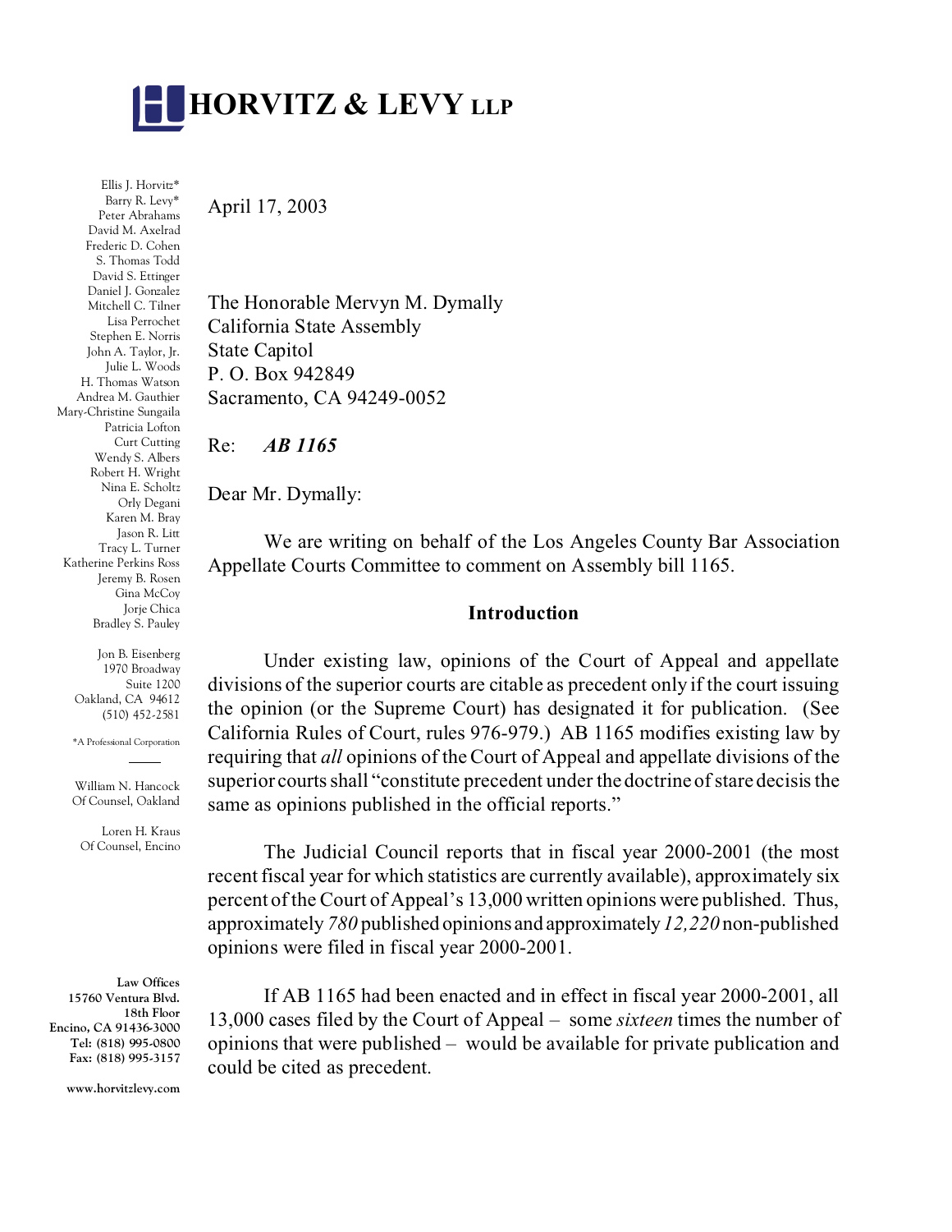# HORVITZ & LEVY LLP

Ellis J. Horvitz*
Barry R. Levy*
Peter Abrahams
David M. Axelrad
Frederic D. Cohen
S. Thomas Todd
David S. Ettinger
Daniel J. Gonzalez
Mitchell C. Tilner
Lisa Perrochet
Stephen E. Norris
John A. Taylor, Jr.
Julie L. Woods
H. Thomas Watson
Andrea M. Gauthier
Mary-Christine Sungaila
Patricia Lofton
Curt Cutting
Wendy S. Albers
Robert H. Wright
Nina E. Scholtz
Orly Degani
Karen M. Bray
Jason R. Litt
Tracy L. Turner
Katherine Perkins Ross
Jeremy B. Rosen
Gina McCoy
Jorje Chica
Bradley S. Pauley

Jon B. Eisenberg
1970 Broadway
Suite 1200
Oakland, CA 94612
(510) 452-2581

*A Professional Corporation

William N. Hancock
Of Counsel, Oakland

Loren H. Kraus
Of Counsel, Encino

**Law Offices**
**15760 Ventura Blvd.**
**18th Floor**
**Encino, CA 91436-3000**
**Tel: (818) 995-0800**
**Fax: (818) 995-3157**

**www.horvitzlevy.com**

April 17, 2003

The Honorable Mervyn M. Dymally
California State Assembly
State Capitol
P. O. Box 942849
Sacramento, CA 94249-0052

Re: ***AB 1165***

Dear Mr. Dymally:

We are writing on behalf of the Los Angeles County Bar Association Appellate Courts Committee to comment on Assembly bill 1165.

## Introduction

Under existing law, opinions of the Court of Appeal and appellate divisions of the superior courts are citable as precedent only if the court issuing the opinion (or the Supreme Court) has designated it for publication. (See California Rules of Court, rules 976-979.) AB 1165 modifies existing law by requiring that *all* opinions of the Court of Appeal and appellate divisions of the superior courts shall "constitute precedent under the doctrine of stare decisis the same as opinions published in the official reports."

The Judicial Council reports that in fiscal year 2000-2001 (the most recent fiscal year for which statistics are currently available), approximately six percent of the Court of Appeal's 13,000 written opinions were published. Thus, approximately *780* published opinions and approximately *12,220* non-published opinions were filed in fiscal year 2000-2001.

If AB 1165 had been enacted and in effect in fiscal year 2000-2001, all 13,000 cases filed by the Court of Appeal – some *sixteen* times the number of opinions that were published – would be available for private publication and could be cited as precedent.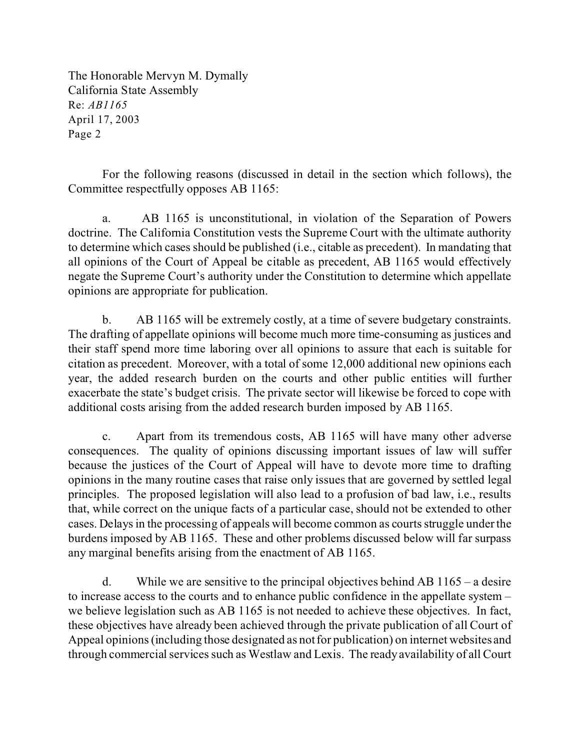For the following reasons (discussed in detail in the section which follows), the Committee respectfully opposes AB 1165:

a. AB 1165 is unconstitutional, in violation of the Separation of Powers doctrine. The California Constitution vests the Supreme Court with the ultimate authority to determine which cases should be published (i.e., citable as precedent). In mandating that all opinions of the Court of Appeal be citable as precedent, AB 1165 would effectively negate the Supreme Court's authority under the Constitution to determine which appellate opinions are appropriate for publication.

b. AB 1165 will be extremely costly, at a time of severe budgetary constraints. The drafting of appellate opinions will become much more time-consuming as justices and their staff spend more time laboring over all opinions to assure that each is suitable for citation as precedent. Moreover, with a total of some 12,000 additional new opinions each year, the added research burden on the courts and other public entities will further exacerbate the state's budget crisis. The private sector will likewise be forced to cope with additional costs arising from the added research burden imposed by AB 1165.

c. Apart from its tremendous costs, AB 1165 will have many other adverse consequences. The quality of opinions discussing important issues of law will suffer because the justices of the Court of Appeal will have to devote more time to drafting opinions in the many routine cases that raise only issues that are governed by settled legal principles. The proposed legislation will also lead to a profusion of bad law, i.e., results that, while correct on the unique facts of a particular case, should not be extended to other cases. Delays in the processing of appeals will become common as courts struggle under the burdens imposed by AB 1165. These and other problems discussed below will far surpass any marginal benefits arising from the enactment of AB 1165.

d. While we are sensitive to the principal objectives behind AB 1165 – a desire to increase access to the courts and to enhance public confidence in the appellate system – we believe legislation such as AB 1165 is not needed to achieve these objectives. In fact, these objectives have already been achieved through the private publication of all Court of Appeal opinions (including those designated as not for publication) on internet websites and through commercial services such as Westlaw and Lexis. The ready availability of all Court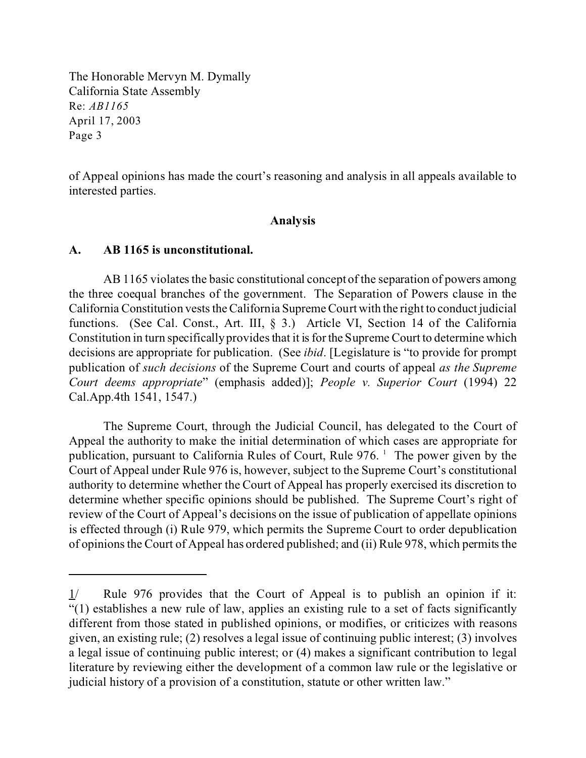of Appeal opinions has made the court's reasoning and analysis in all appeals available to interested parties.

**Analysis**

**A. AB 1165 is unconstitutional.**

AB 1165 violates the basic constitutional concept of the separation of powers among the three coequal branches of the government. The Separation of Powers clause in the California Constitution vests the California Supreme Court with the right to conduct judicial functions. (See Cal. Const., Art. III, § 3.) Article VI, Section 14 of the California Constitution in turn specifically provides that it is for the Supreme Court to determine which decisions are appropriate for publication. (See *ibid*. [Legislature is "to provide for prompt publication of *such decisions* of the Supreme Court and courts of appeal *as the Supreme Court deems appropriate*" (emphasis added)]; *People v. Superior Court* (1994) 22 Cal.App.4th 1541, 1547.)

The Supreme Court, through the Judicial Council, has delegated to the Court of Appeal the authority to make the initial determination of which cases are appropriate for publication, pursuant to California Rules of Court, Rule 976. [1] The power given by the Court of Appeal under Rule 976 is, however, subject to the Supreme Court's constitutional authority to determine whether the Court of Appeal has properly exercised its discretion to determine whether specific opinions should be published. The Supreme Court's right of review of the Court of Appeal's decisions on the issue of publication of appellate opinions is effected through (i) Rule 979, which permits the Supreme Court to order depublication of opinions the Court of Appeal has ordered published; and (ii) Rule 978, which permits the

---

1/ Rule 976 provides that the Court of Appeal is to publish an opinion if it: "(1) establishes a new rule of law, applies an existing rule to a set of facts significantly different from those stated in published opinions, or modifies, or criticizes with reasons given, an existing rule; (2) resolves a legal issue of continuing public interest; (3) involves a legal issue of continuing public interest; or (4) makes a significant contribution to legal literature by reviewing either the development of a common law rule or the legislative or judicial history of a provision of a constitution, statute or other written law."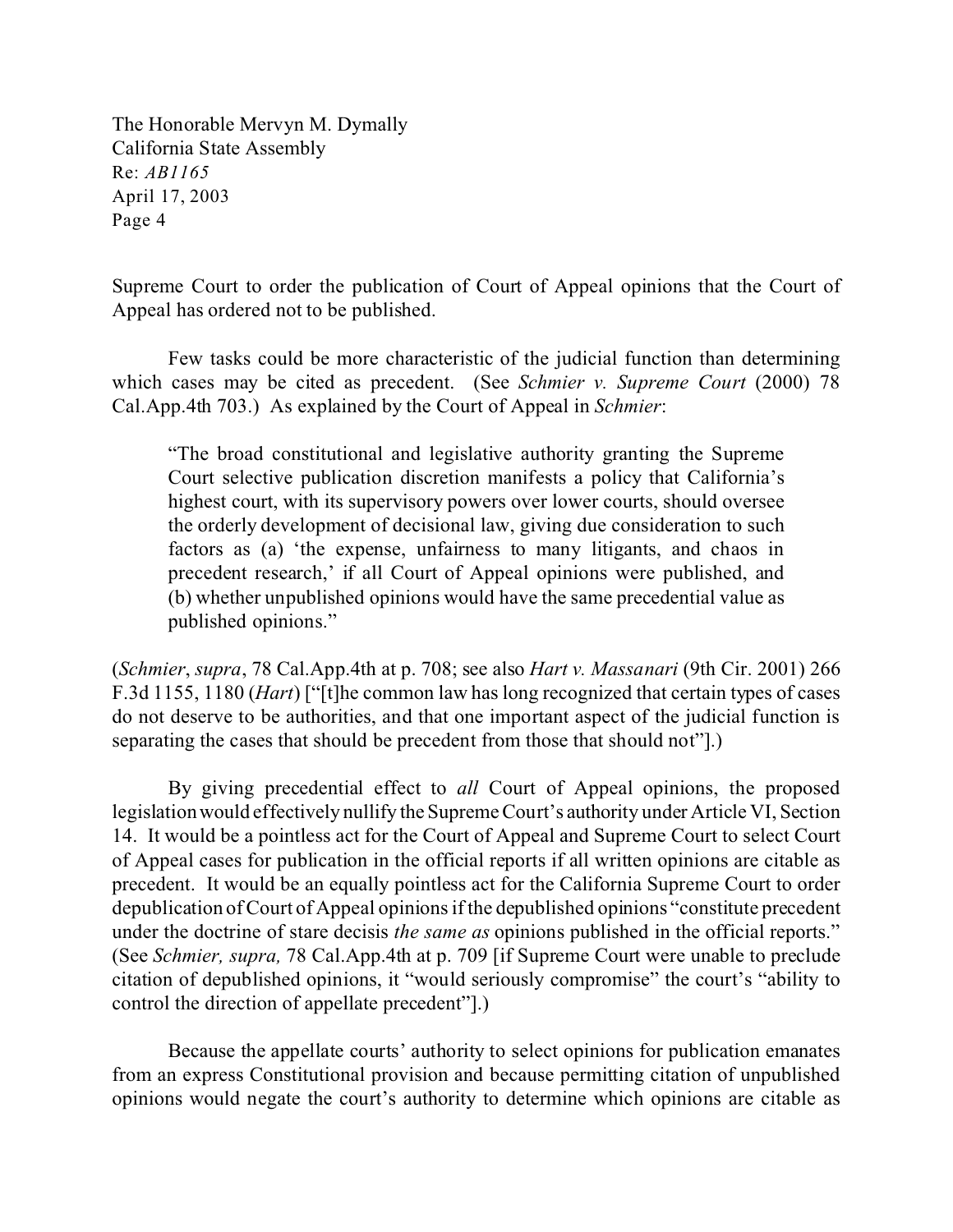Supreme Court to order the publication of Court of Appeal opinions that the Court of Appeal has ordered not to be published.

Few tasks could be more characteristic of the judicial function than determining which cases may be cited as precedent. (See *Schmier v. Supreme Court* (2000) 78 Cal.App.4th 703.) As explained by the Court of Appeal in *Schmier*:

> "The broad constitutional and legislative authority granting the Supreme Court selective publication discretion manifests a policy that California's highest court, with its supervisory powers over lower courts, should oversee the orderly development of decisional law, giving due consideration to such factors as (a) 'the expense, unfairness to many litigants, and chaos in precedent research,' if all Court of Appeal opinions were published, and (b) whether unpublished opinions would have the same precedential value as published opinions."

(*Schmier*, *supra*, 78 Cal.App.4th at p. 708; see also *Hart v. Massanari* (9th Cir. 2001) 266 F.3d 1155, 1180 (*Hart*) ["[t]he common law has long recognized that certain types of cases do not deserve to be authorities, and that one important aspect of the judicial function is separating the cases that should be precedent from those that should not"].)

By giving precedential effect to *all* Court of Appeal opinions, the proposed legislation would effectively nullify the Supreme Court's authority under Article VI, Section 14. It would be a pointless act for the Court of Appeal and Supreme Court to select Court of Appeal cases for publication in the official reports if all written opinions are citable as precedent. It would be an equally pointless act for the California Supreme Court to order depublication of Court of Appeal opinions if the depublished opinions "constitute precedent under the doctrine of stare decisis *the same as* opinions published in the official reports." (See *Schmier, supra,* 78 Cal.App.4th at p. 709 [if Supreme Court were unable to preclude citation of depublished opinions, it "would seriously compromise" the court's "ability to control the direction of appellate precedent"].)

Because the appellate courts' authority to select opinions for publication emanates from an express Constitutional provision and because permitting citation of unpublished opinions would negate the court's authority to determine which opinions are citable as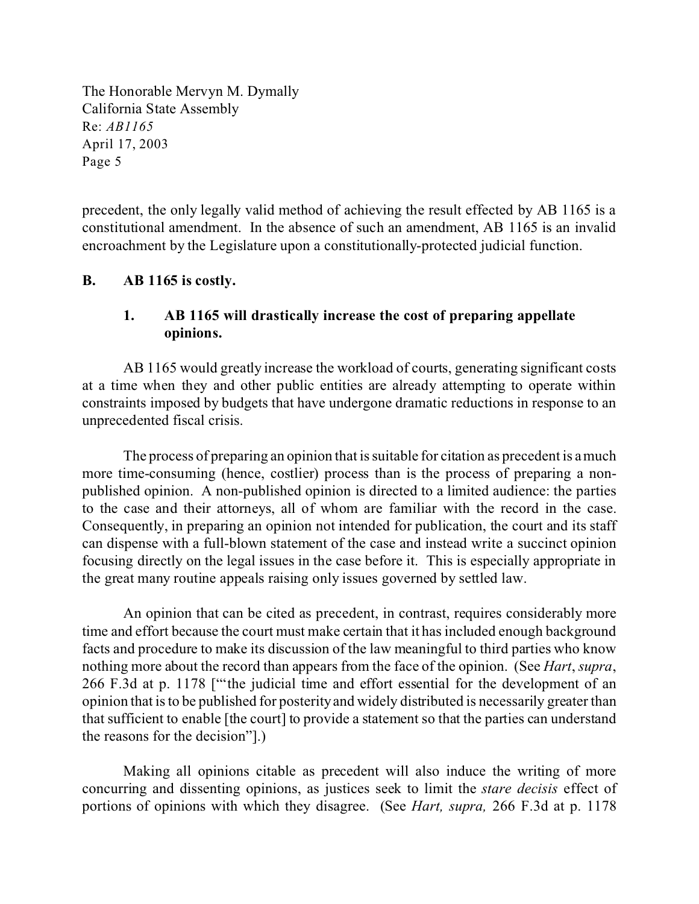precedent, the only legally valid method of achieving the result effected by AB 1165 is a constitutional amendment. In the absence of such an amendment, AB 1165 is an invalid encroachment by the Legislature upon a constitutionally-protected judicial function.

## B. AB 1165 is costly.

### 1. AB 1165 will drastically increase the cost of preparing appellate opinions.

AB 1165 would greatly increase the workload of courts, generating significant costs at a time when they and other public entities are already attempting to operate within constraints imposed by budgets that have undergone dramatic reductions in response to an unprecedented fiscal crisis.

The process of preparing an opinion that is suitable for citation as precedent is a much more time-consuming (hence, costlier) process than is the process of preparing a non-published opinion. A non-published opinion is directed to a limited audience: the parties to the case and their attorneys, all of whom are familiar with the record in the case. Consequently, in preparing an opinion not intended for publication, the court and its staff can dispense with a full-blown statement of the case and instead write a succinct opinion focusing directly on the legal issues in the case before it. This is especially appropriate in the great many routine appeals raising only issues governed by settled law.

An opinion that can be cited as precedent, in contrast, requires considerably more time and effort because the court must make certain that it has included enough background facts and procedure to make its discussion of the law meaningful to third parties who know nothing more about the record than appears from the face of the opinion. (See *Hart*, *supra*, 266 F.3d at p. 1178 ["'the judicial time and effort essential for the development of an opinion that is to be published for posterity and widely distributed is necessarily greater than that sufficient to enable [the court] to provide a statement so that the parties can understand the reasons for the decision"].)

Making all opinions citable as precedent will also induce the writing of more concurring and dissenting opinions, as justices seek to limit the *stare decisis* effect of portions of opinions with which they disagree. (See *Hart, supra,* 266 F.3d at p. 1178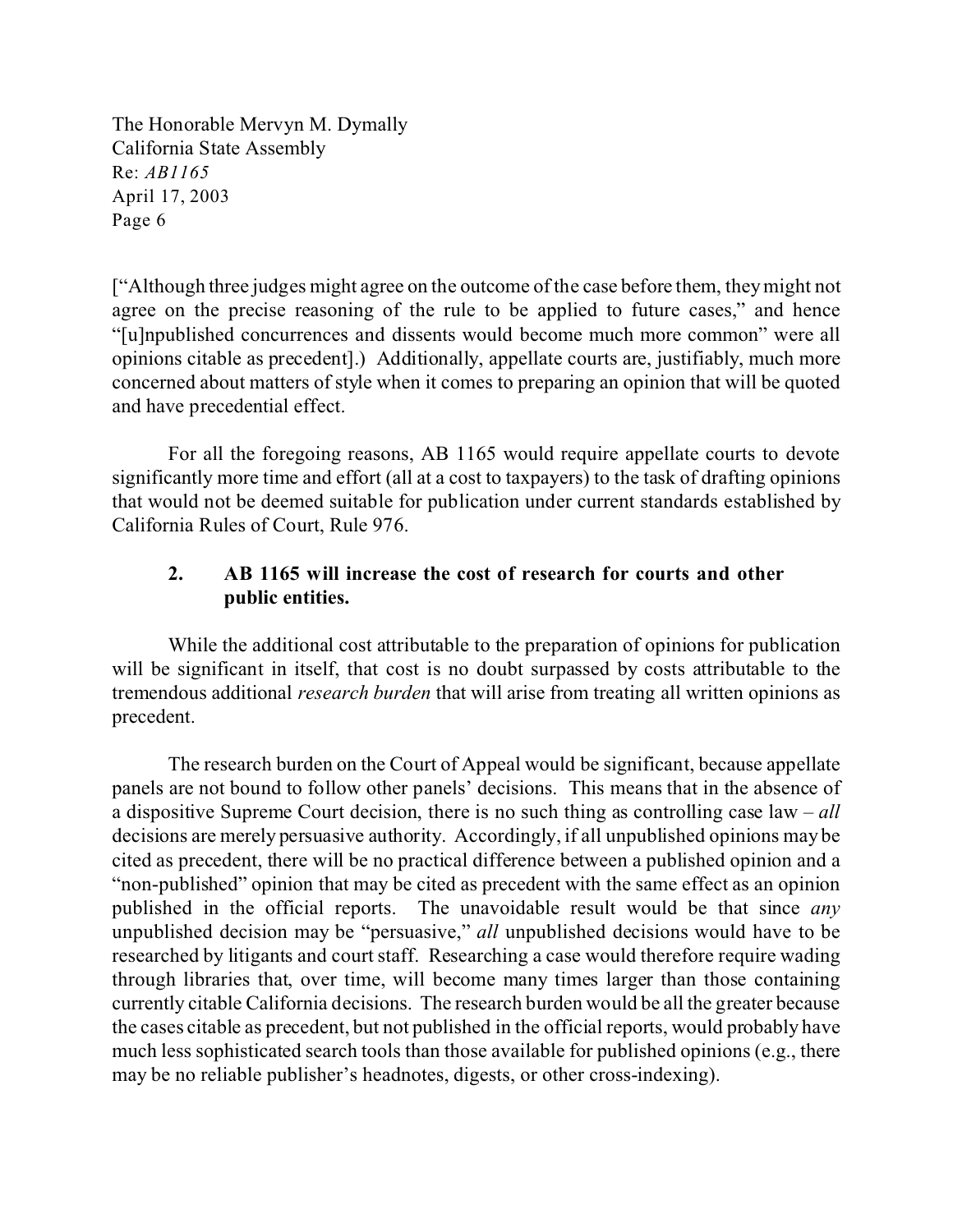["Although three judges might agree on the outcome of the case before them, they might not agree on the precise reasoning of the rule to be applied to future cases," and hence "[u]npublished concurrences and dissents would become much more common" were all opinions citable as precedent].) Additionally, appellate courts are, justifiably, much more concerned about matters of style when it comes to preparing an opinion that will be quoted and have precedential effect.

For all the foregoing reasons, AB 1165 would require appellate courts to devote significantly more time and effort (all at a cost to taxpayers) to the task of drafting opinions that would not be deemed suitable for publication under current standards established by California Rules of Court, Rule 976.

**2. AB 1165 will increase the cost of research for courts and other public entities.**

While the additional cost attributable to the preparation of opinions for publication will be significant in itself, that cost is no doubt surpassed by costs attributable to the tremendous additional *research burden* that will arise from treating all written opinions as precedent.

The research burden on the Court of Appeal would be significant, because appellate panels are not bound to follow other panels' decisions. This means that in the absence of a dispositive Supreme Court decision, there is no such thing as controlling case law – *all* decisions are merely persuasive authority. Accordingly, if all unpublished opinions may be cited as precedent, there will be no practical difference between a published opinion and a "non-published" opinion that may be cited as precedent with the same effect as an opinion published in the official reports. The unavoidable result would be that since *any* unpublished decision may be "persuasive," *all* unpublished decisions would have to be researched by litigants and court staff. Researching a case would therefore require wading through libraries that, over time, will become many times larger than those containing currently citable California decisions. The research burden would be all the greater because the cases citable as precedent, but not published in the official reports, would probably have much less sophisticated search tools than those available for published opinions (e.g., there may be no reliable publisher's headnotes, digests, or other cross-indexing).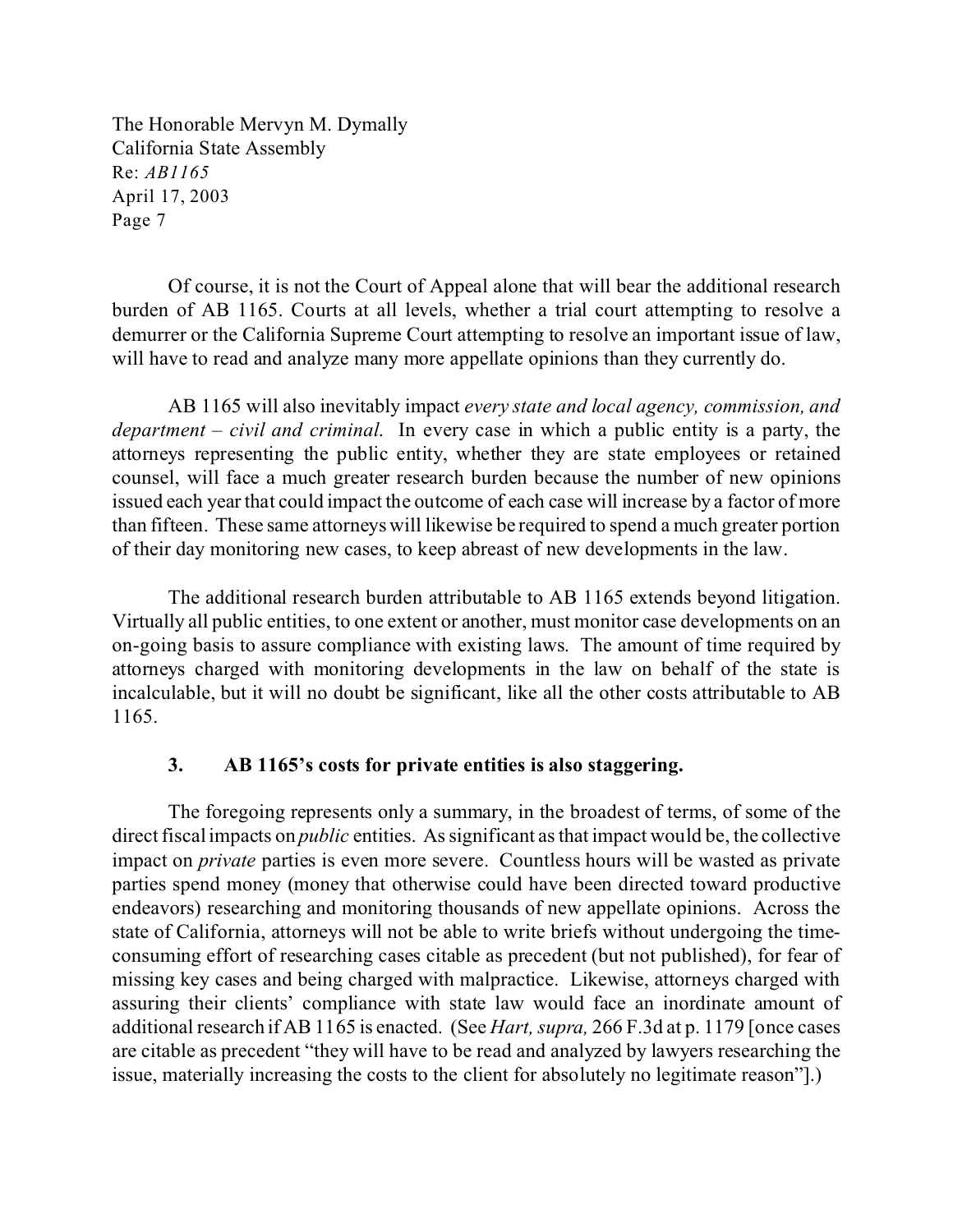Of course, it is not the Court of Appeal alone that will bear the additional research burden of AB 1165. Courts at all levels, whether a trial court attempting to resolve a demurrer or the California Supreme Court attempting to resolve an important issue of law, will have to read and analyze many more appellate opinions than they currently do.

AB 1165 will also inevitably impact *every state and local agency, commission, and department – civil and criminal.* In every case in which a public entity is a party, the attorneys representing the public entity, whether they are state employees or retained counsel, will face a much greater research burden because the number of new opinions issued each year that could impact the outcome of each case will increase by a factor of more than fifteen. These same attorneys will likewise be required to spend a much greater portion of their day monitoring new cases, to keep abreast of new developments in the law.

The additional research burden attributable to AB 1165 extends beyond litigation. Virtually all public entities, to one extent or another, must monitor case developments on an on-going basis to assure compliance with existing laws. The amount of time required by attorneys charged with monitoring developments in the law on behalf of the state is incalculable, but it will no doubt be significant, like all the other costs attributable to AB 1165.

**3. AB 1165's costs for private entities is also staggering.**

The foregoing represents only a summary, in the broadest of terms, of some of the direct fiscal impacts on *public* entities. As significant as that impact would be, the collective impact on *private* parties is even more severe. Countless hours will be wasted as private parties spend money (money that otherwise could have been directed toward productive endeavors) researching and monitoring thousands of new appellate opinions. Across the state of California, attorneys will not be able to write briefs without undergoing the time-consuming effort of researching cases citable as precedent (but not published), for fear of missing key cases and being charged with malpractice. Likewise, attorneys charged with assuring their clients' compliance with state law would face an inordinate amount of additional research if AB 1165 is enacted. (See *Hart, supra,* 266 F.3d at p. 1179 [once cases are citable as precedent "they will have to be read and analyzed by lawyers researching the issue, materially increasing the costs to the client for absolutely no legitimate reason"].)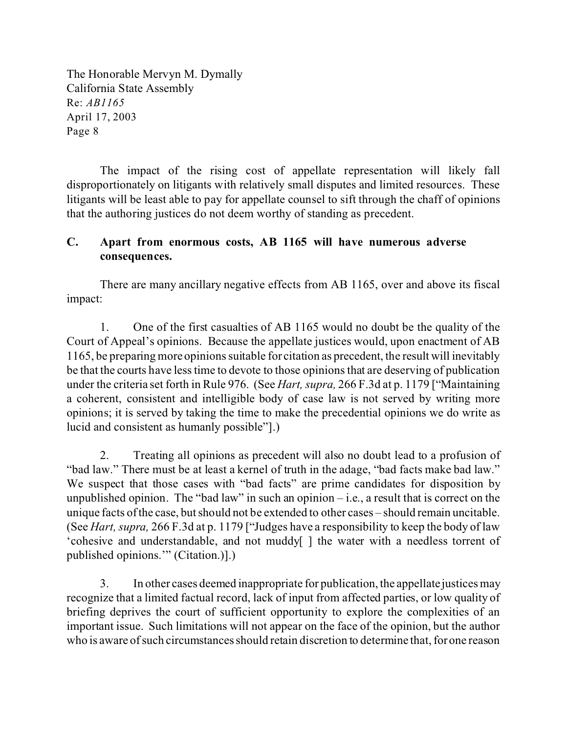The impact of the rising cost of appellate representation will likely fall disproportionately on litigants with relatively small disputes and limited resources. These litigants will be least able to pay for appellate counsel to sift through the chaff of opinions that the authoring justices do not deem worthy of standing as precedent.

**C. Apart from enormous costs, AB 1165 will have numerous adverse consequences.**

There are many ancillary negative effects from AB 1165, over and above its fiscal impact:

1. One of the first casualties of AB 1165 would no doubt be the quality of the Court of Appeal's opinions. Because the appellate justices would, upon enactment of AB 1165, be preparing more opinions suitable for citation as precedent, the result will inevitably be that the courts have less time to devote to those opinions that are deserving of publication under the criteria set forth in Rule 976. (See *Hart, supra,* 266 F.3d at p. 1179 ["Maintaining a coherent, consistent and intelligible body of case law is not served by writing more opinions; it is served by taking the time to make the precedential opinions we do write as lucid and consistent as humanly possible"].)

2. Treating all opinions as precedent will also no doubt lead to a profusion of "bad law." There must be at least a kernel of truth in the adage, "bad facts make bad law." We suspect that those cases with "bad facts" are prime candidates for disposition by unpublished opinion. The "bad law" in such an opinion – i.e., a result that is correct on the unique facts of the case, but should not be extended to other cases – should remain uncitable. (See *Hart, supra,* 266 F.3d at p. 1179 ["Judges have a responsibility to keep the body of law 'cohesive and understandable, and not muddy[ ] the water with a needless torrent of published opinions.'" (Citation.)].)

3. In other cases deemed inappropriate for publication, the appellate justices may recognize that a limited factual record, lack of input from affected parties, or low quality of briefing deprives the court of sufficient opportunity to explore the complexities of an important issue. Such limitations will not appear on the face of the opinion, but the author who is aware of such circumstances should retain discretion to determine that, for one reason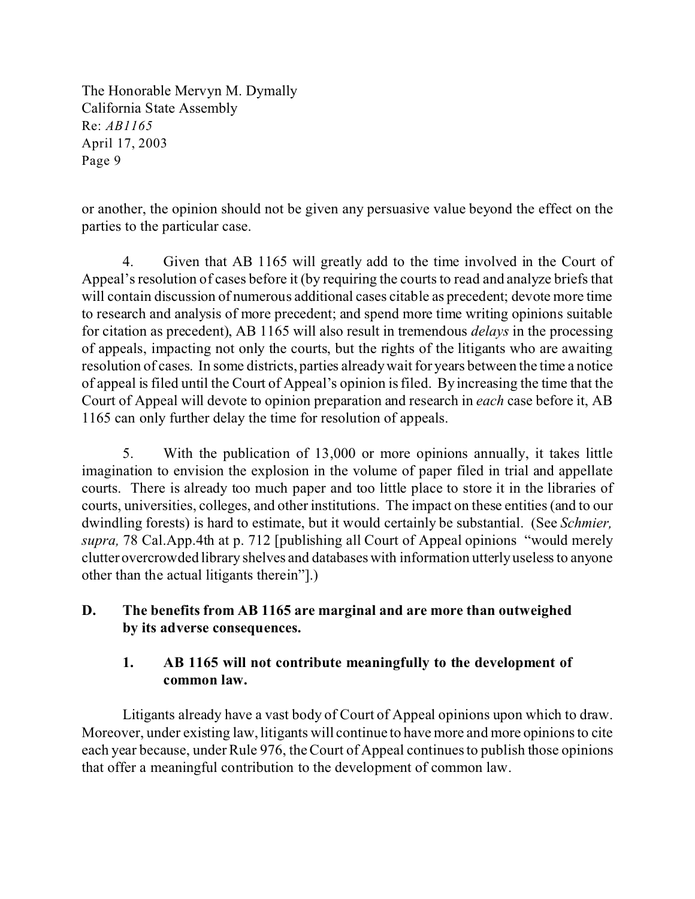or another, the opinion should not be given any persuasive value beyond the effect on the parties to the particular case.

4. Given that AB 1165 will greatly add to the time involved in the Court of Appeal's resolution of cases before it (by requiring the courts to read and analyze briefs that will contain discussion of numerous additional cases citable as precedent; devote more time to research and analysis of more precedent; and spend more time writing opinions suitable for citation as precedent), AB 1165 will also result in tremendous *delays* in the processing of appeals, impacting not only the courts, but the rights of the litigants who are awaiting resolution of cases. In some districts, parties already wait for years between the time a notice of appeal is filed until the Court of Appeal's opinion is filed. By increasing the time that the Court of Appeal will devote to opinion preparation and research in *each* case before it, AB 1165 can only further delay the time for resolution of appeals.

5. With the publication of 13,000 or more opinions annually, it takes little imagination to envision the explosion in the volume of paper filed in trial and appellate courts. There is already too much paper and too little place to store it in the libraries of courts, universities, colleges, and other institutions. The impact on these entities (and to our dwindling forests) is hard to estimate, but it would certainly be substantial. (See *Schmier, supra,* 78 Cal.App.4th at p. 712 [publishing all Court of Appeal opinions "would merely clutter overcrowded library shelves and databases with information utterly useless to anyone other than the actual litigants therein"].)

**D. The benefits from AB 1165 are marginal and are more than outweighed by its adverse consequences.**

**1. AB 1165 will not contribute meaningfully to the development of common law.**

Litigants already have a vast body of Court of Appeal opinions upon which to draw. Moreover, under existing law, litigants will continue to have more and more opinions to cite each year because, under Rule 976, the Court of Appeal continues to publish those opinions that offer a meaningful contribution to the development of common law.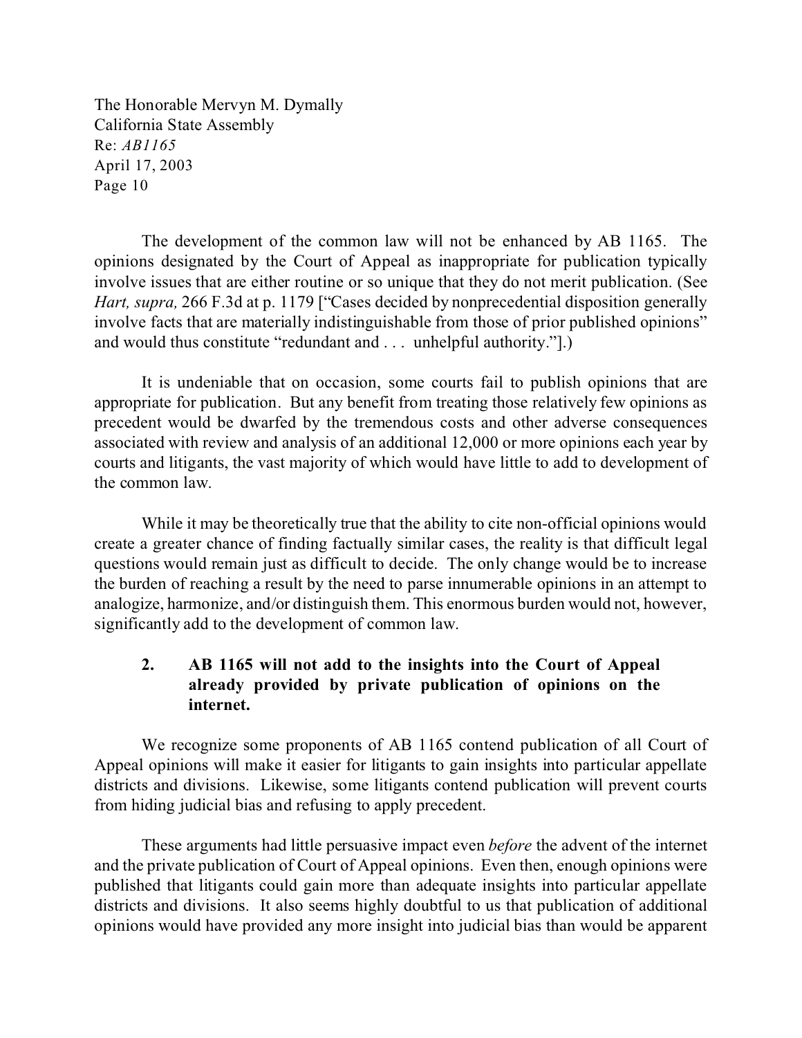The development of the common law will not be enhanced by AB 1165. The opinions designated by the Court of Appeal as inappropriate for publication typically involve issues that are either routine or so unique that they do not merit publication. (See *Hart, supra,* 266 F.3d at p. 1179 ["Cases decided by nonprecedential disposition generally involve facts that are materially indistinguishable from those of prior published opinions" and would thus constitute "redundant and . . . unhelpful authority."].)

It is undeniable that on occasion, some courts fail to publish opinions that are appropriate for publication. But any benefit from treating those relatively few opinions as precedent would be dwarfed by the tremendous costs and other adverse consequences associated with review and analysis of an additional 12,000 or more opinions each year by courts and litigants, the vast majority of which would have little to add to development of the common law.

While it may be theoretically true that the ability to cite non-official opinions would create a greater chance of finding factually similar cases, the reality is that difficult legal questions would remain just as difficult to decide. The only change would be to increase the burden of reaching a result by the need to parse innumerable opinions in an attempt to analogize, harmonize, and/or distinguish them. This enormous burden would not, however, significantly add to the development of common law.

### 2. AB 1165 will not add to the insights into the Court of Appeal already provided by private publication of opinions on the internet.

We recognize some proponents of AB 1165 contend publication of all Court of Appeal opinions will make it easier for litigants to gain insights into particular appellate districts and divisions. Likewise, some litigants contend publication will prevent courts from hiding judicial bias and refusing to apply precedent.

These arguments had little persuasive impact even *before* the advent of the internet and the private publication of Court of Appeal opinions. Even then, enough opinions were published that litigants could gain more than adequate insights into particular appellate districts and divisions. It also seems highly doubtful to us that publication of additional opinions would have provided any more insight into judicial bias than would be apparent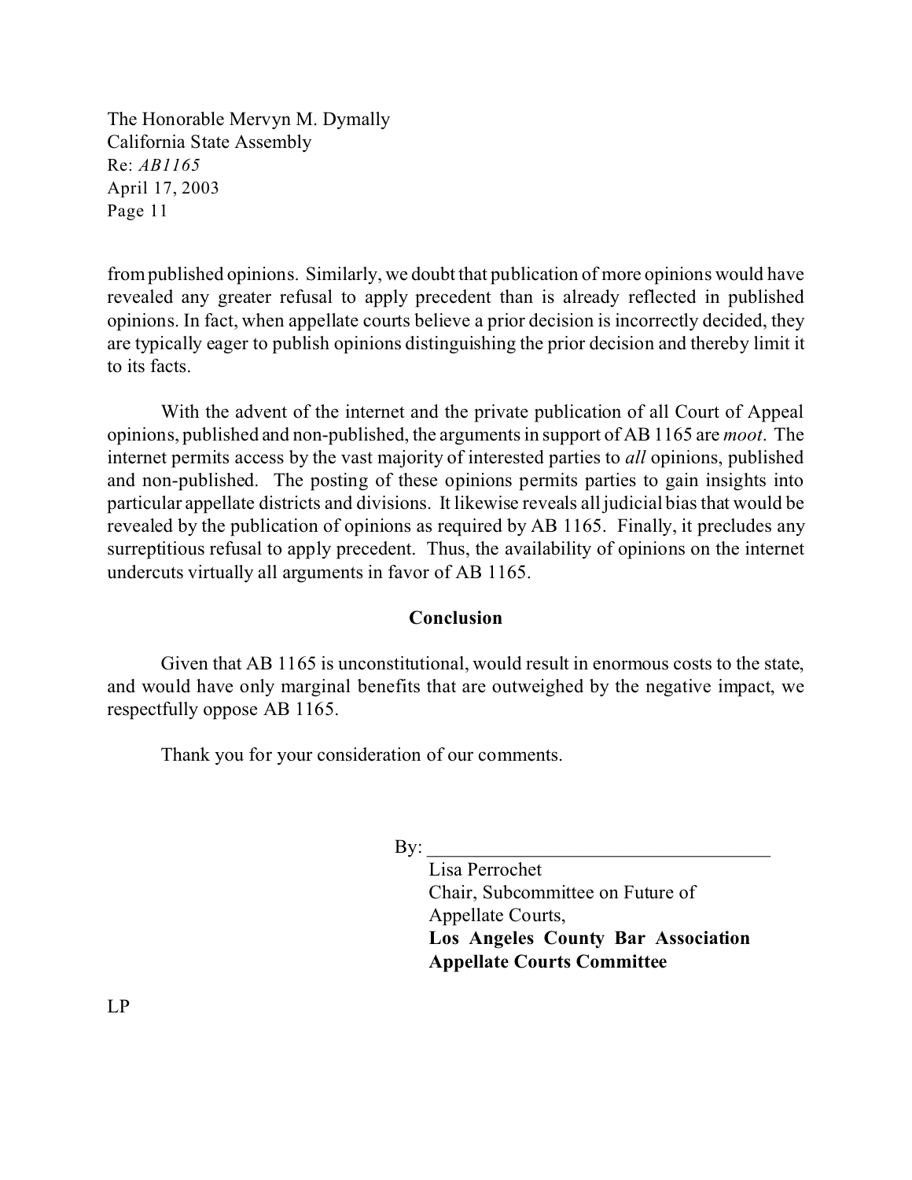from published opinions. Similarly, we doubt that publication of more opinions would have revealed any greater refusal to apply precedent than is already reflected in published opinions. In fact, when appellate courts believe a prior decision is incorrectly decided, they are typically eager to publish opinions distinguishing the prior decision and thereby limit it to its facts.

With the advent of the internet and the private publication of all Court of Appeal opinions, published and non-published, the arguments in support of AB 1165 are *moot*. The internet permits access by the vast majority of interested parties to *all* opinions, published and non-published. The posting of these opinions permits parties to gain insights into particular appellate districts and divisions. It likewise reveals all judicial bias that would be revealed by the publication of opinions as required by AB 1165. Finally, it precludes any surreptitious refusal to apply precedent. Thus, the availability of opinions on the internet undercuts virtually all arguments in favor of AB 1165.

**Conclusion**

Given that AB 1165 is unconstitutional, would result in enormous costs to the state, and would have only marginal benefits that are outweighed by the negative impact, we respectfully oppose AB 1165.

Thank you for your consideration of our comments.

By: ____________________________________

Lisa Perrochet
Chair, Subcommittee on Future of Appellate Courts,
**Los Angeles County Bar Association Appellate Courts Committee**

LP